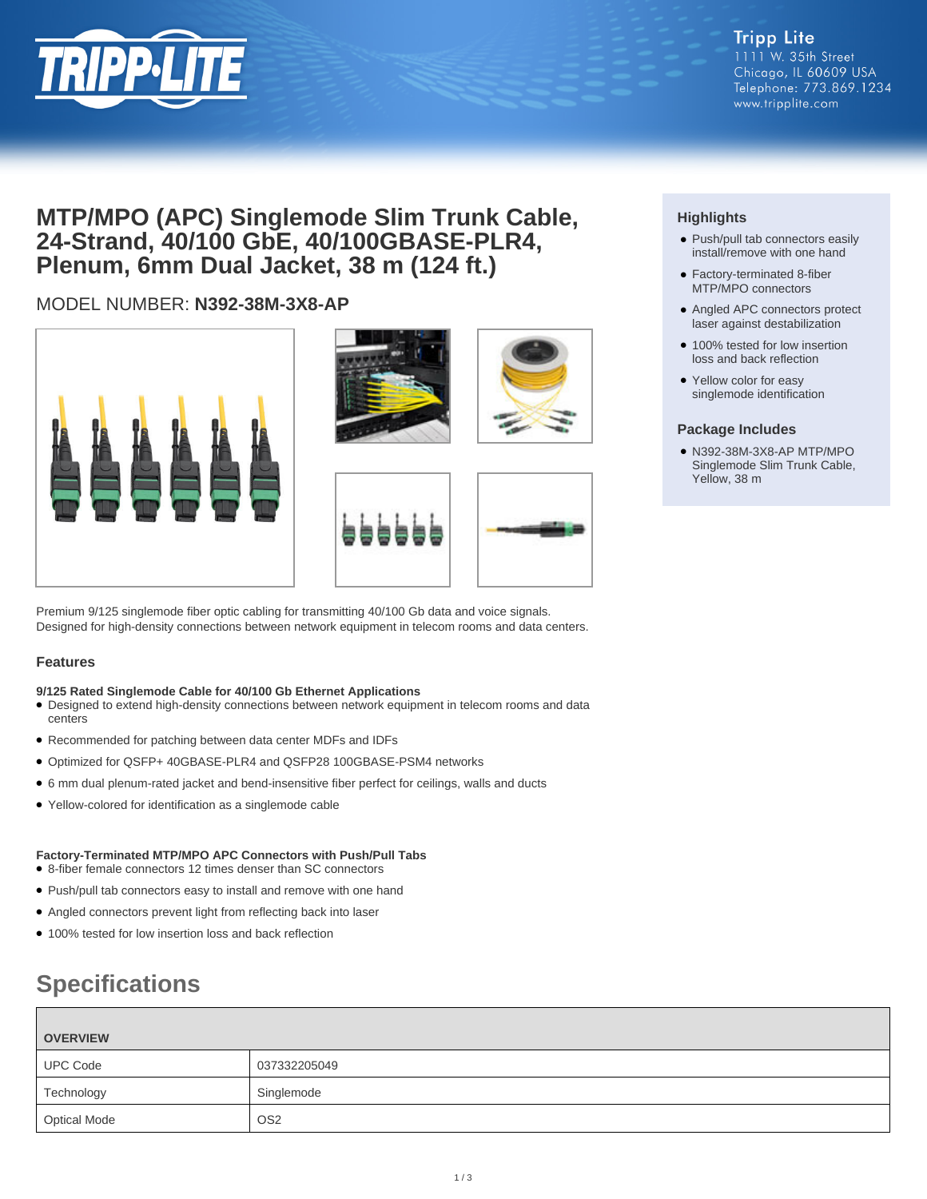Tripp Lite
1111 W. 35th Street
Chicago, IL 60609 USA
Telephone: 773.869.1234
www.tripplite.com

# MTP/MPO (APC) Singlemode Slim Trunk Cable, 24-Strand, 40/100 GbE, 40/100GBASE-PLR4, Plenum, 6mm Dual Jacket, 38 m (124 ft.)

MODEL NUMBER: **N392-38M-3X8-AP**

### Highlights

- Push/pull tab connectors easily install/remove with one hand
- Factory-terminated 8-fiber MTP/MPO connectors
- Angled APC connectors protect laser against destabilization
- 100% tested for low insertion loss and back reflection
- Yellow color for easy singlemode identification

### Package Includes

- N392-38M-3X8-AP MTP/MPO Singlemode Slim Trunk Cable, Yellow, 38 m

Premium 9/125 singlemode fiber optic cabling for transmitting 40/100 Gb data and voice signals. Designed for high-density connections between network equipment in telecom rooms and data centers.

### Features

**9/125 Rated Singlemode Cable for 40/100 Gb Ethernet Applications**

- Designed to extend high-density connections between network equipment in telecom rooms and data centers
- Recommended for patching between data center MDFs and IDFs
- Optimized for QSFP+ 40GBASE-PLR4 and QSFP28 100GBASE-PSM4 networks
- 6 mm dual plenum-rated jacket and bend-insensitive fiber perfect for ceilings, walls and ducts
- Yellow-colored for identification as a singlemode cable

**Factory-Terminated MTP/MPO APC Connectors with Push/Pull Tabs**

- 8-fiber female connectors 12 times denser than SC connectors
- Push/pull tab connectors easy to install and remove with one hand
- Angled connectors prevent light from reflecting back into laser
- 100% tested for low insertion loss and back reflection

## Specifications

| OVERVIEW | |
|---|---|
| UPC Code | 037332205049 |
| Technology | Singlemode |
| Optical Mode | OS2 |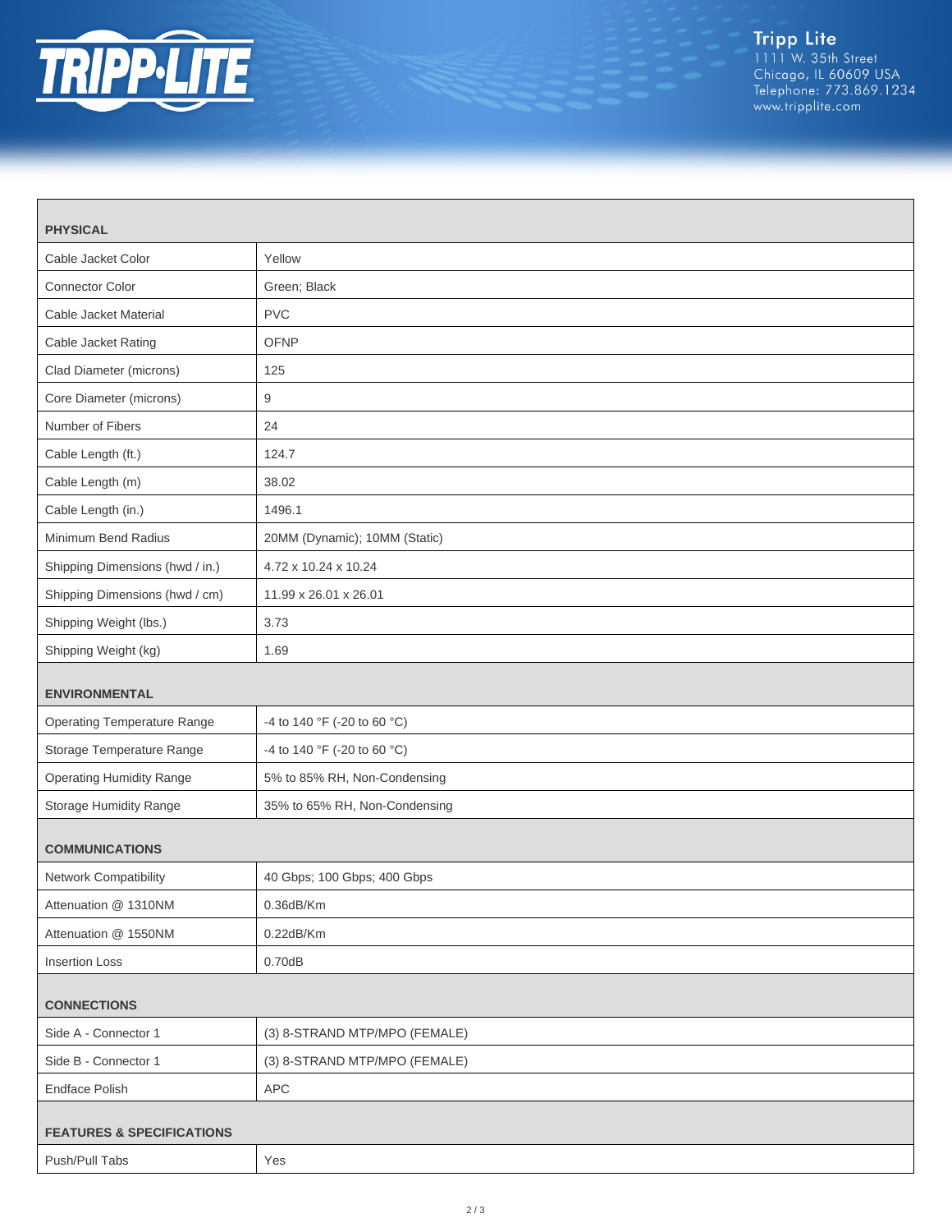| PHYSICAL | |
|---|---|
| Cable Jacket Color | Yellow |
| Connector Color | Green; Black |
| Cable Jacket Material | PVC |
| Cable Jacket Rating | OFNP |
| Clad Diameter (microns) | 125 |
| Core Diameter (microns) | 9 |
| Number of Fibers | 24 |
| Cable Length (ft.) | 124.7 |
| Cable Length (m) | 38.02 |
| Cable Length (in.) | 1496.1 |
| Minimum Bend Radius | 20MM (Dynamic); 10MM (Static) |
| Shipping Dimensions (hwd / in.) | 4.72 x 10.24 x 10.24 |
| Shipping Dimensions (hwd / cm) | 11.99 x 26.01 x 26.01 |
| Shipping Weight (lbs.) | 3.73 |
| Shipping Weight (kg) | 1.69 |
| **ENVIRONMENTAL** | |
| Operating Temperature Range | -4 to 140 °F (-20 to 60 °C) |
| Storage Temperature Range | -4 to 140 °F (-20 to 60 °C) |
| Operating Humidity Range | 5% to 85% RH, Non-Condensing |
| Storage Humidity Range | 35% to 65% RH, Non-Condensing |
| **COMMUNICATIONS** | |
| Network Compatibility | 40 Gbps; 100 Gbps; 400 Gbps |
| Attenuation @ 1310NM | 0.36dB/Km |
| Attenuation @ 1550NM | 0.22dB/Km |
| Insertion Loss | 0.70dB |
| **CONNECTIONS** | |
| Side A - Connector 1 | (3) 8-STRAND MTP/MPO (FEMALE) |
| Side B - Connector 1 | (3) 8-STRAND MTP/MPO (FEMALE) |
| Endface Polish | APC |
| **FEATURES & SPECIFICATIONS** | |
| Push/Pull Tabs | Yes |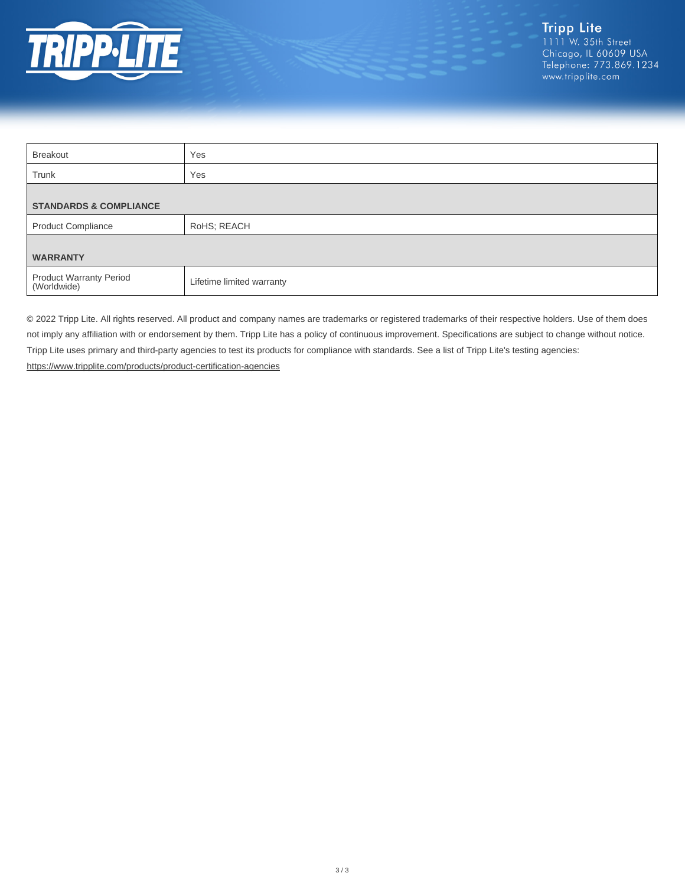| | |
|---|---|
| Breakout | Yes |
| Trunk | Yes |
| **STANDARDS & COMPLIANCE** | |
| Product Compliance | RoHS; REACH |
| **WARRANTY** | |
| Product Warranty Period (Worldwide) | Lifetime limited warranty |

© 2022 Tripp Lite. All rights reserved. All product and company names are trademarks or registered trademarks of their respective holders. Use of them does not imply any affiliation with or endorsement by them. Tripp Lite has a policy of continuous improvement. Specifications are subject to change without notice. Tripp Lite uses primary and third-party agencies to test its products for compliance with standards. See a list of Tripp Lite's testing agencies: https://www.tripplite.com/products/product-certification-agencies